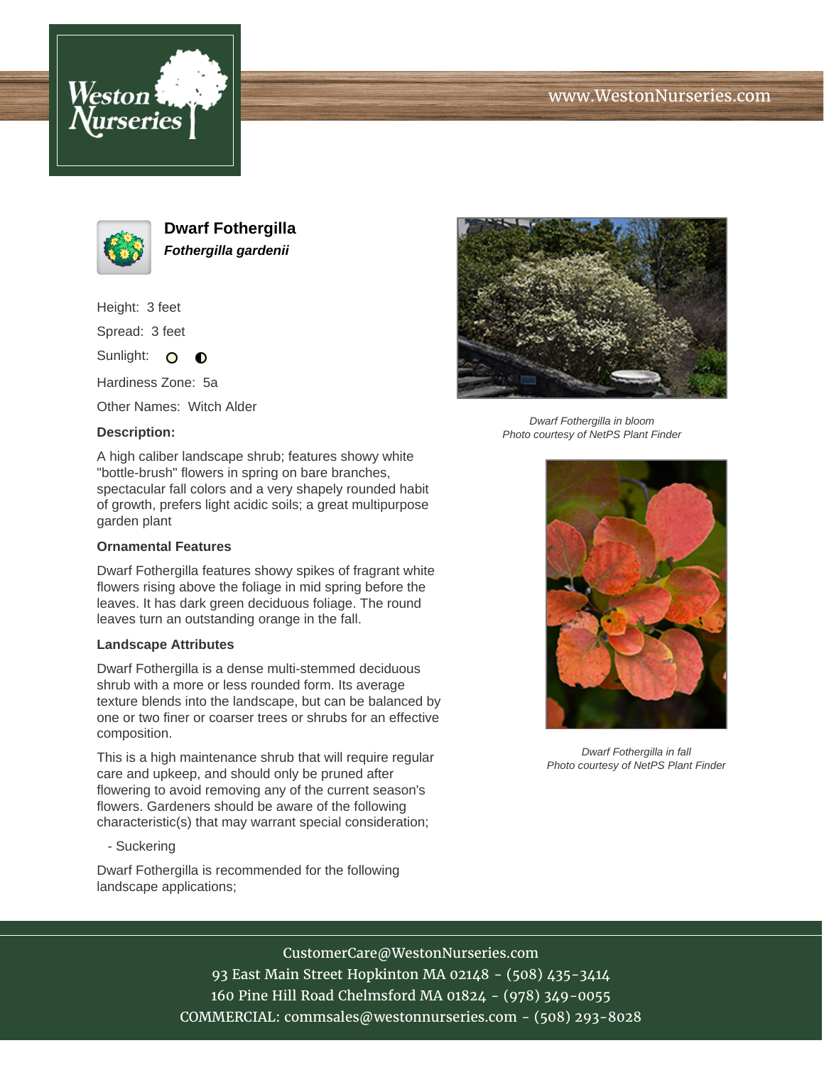# Dwarf Fothergilla

***Fothergilla gardenii***

Height: 3 feet

Spread: 3 feet

Sunlight:

Hardiness Zone: 5a

Other Names: Witch Alder

**Description:**

A high caliber landscape shrub; features showy white "bottle-brush" flowers in spring on bare branches, spectacular fall colors and a very shapely rounded habit of growth, prefers light acidic soils; a great multipurpose garden plant

### Ornamental Features

Dwarf Fothergilla features showy spikes of fragrant white flowers rising above the foliage in mid spring before the leaves. It has dark green deciduous foliage. The round leaves turn an outstanding orange in the fall.

### Landscape Attributes

Dwarf Fothergilla is a dense multi-stemmed deciduous shrub with a more or less rounded form. Its average texture blends into the landscape, but can be balanced by one or two finer or coarser trees or shrubs for an effective composition.

This is a high maintenance shrub that will require regular care and upkeep, and should only be pruned after flowering to avoid removing any of the current season's flowers. Gardeners should be aware of the following characteristic(s) that may warrant special consideration;

- Suckering

Dwarf Fothergilla is recommended for the following landscape applications;

*Dwarf Fothergilla in bloom*
*Photo courtesy of NetPS Plant Finder*

*Dwarf Fothergilla in fall*
*Photo courtesy of NetPS Plant Finder*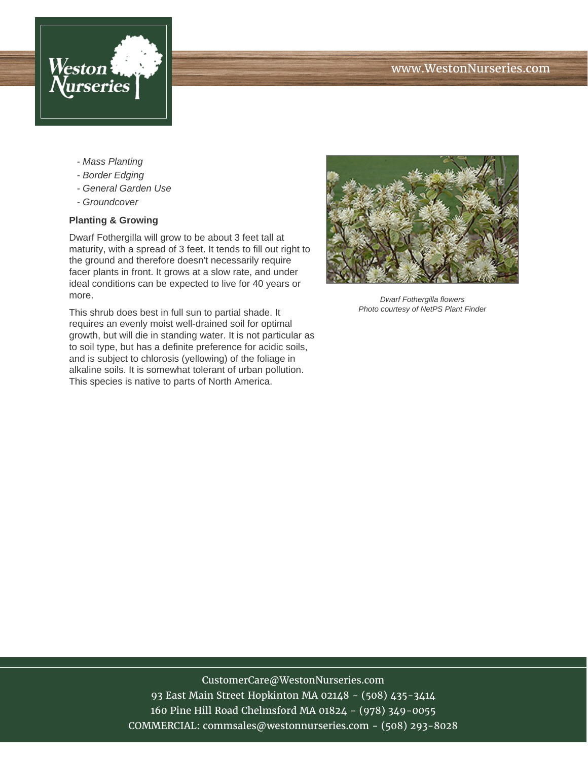- *Mass Planting*
- *Border Edging*
- *General Garden Use*
- *Groundcover*

**Planting & Growing**

Dwarf Fothergilla will grow to be about 3 feet tall at maturity, with a spread of 3 feet. It tends to fill out right to the ground and therefore doesn't necessarily require facer plants in front. It grows at a slow rate, and under ideal conditions can be expected to live for 40 years or more.

This shrub does best in full sun to partial shade. It requires an evenly moist well-drained soil for optimal growth, but will die in standing water. It is not particular as to soil type, but has a definite preference for acidic soils, and is subject to chlorosis (yellowing) of the foliage in alkaline soils. It is somewhat tolerant of urban pollution. This species is native to parts of North America.

*Dwarf Fothergilla flowers*
*Photo courtesy of NetPS Plant Finder*

CustomerCare@WestonNurseries.com
93 East Main Street Hopkinton MA 02148 - (508) 435-3414
160 Pine Hill Road Chelmsford MA 01824 - (978) 349-0055
COMMERCIAL: commsales@westonnurseries.com - (508) 293-8028